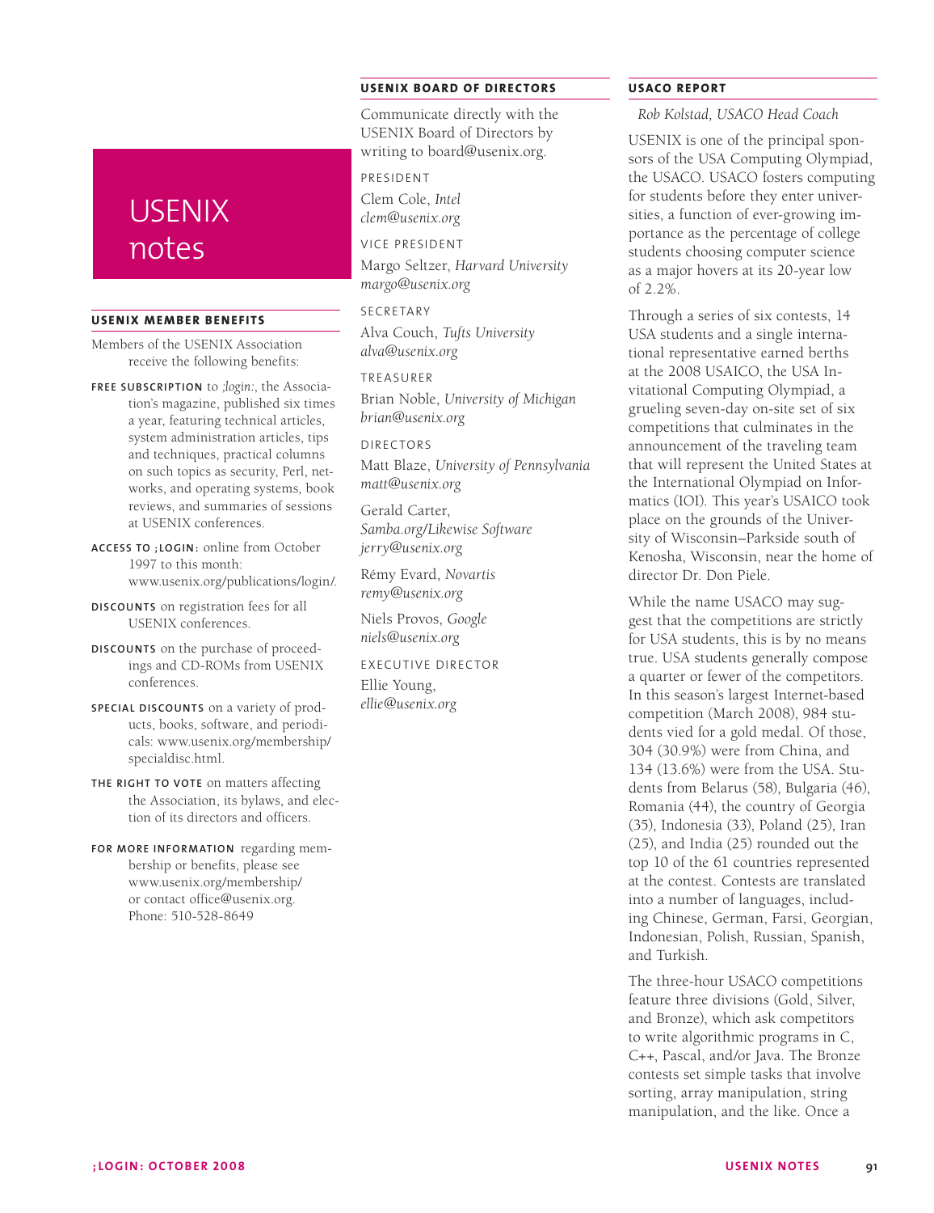# USENIX notes

## USENIX MEMBER BENEFITS

Members of the USENIX Association receive the following benefits:

**FREE SUBSCRIPTION** to *;login:*, the Association's magazine, published six times a year, featuring technical articles, system administration articles, tips and techniques, practical columns on such topics as security, Perl, networks, and operating systems, book reviews, and summaries of sessions at USENIX conferences.

**ACCESS TO ;LOGIN:** online from October 1997 to this month: www.usenix.org/publications/login/.

**DISCOUNTS** on registration fees for all USENIX conferences.

**DISCOUNTS** on the purchase of proceedings and CD-ROMs from USENIX conferences.

**SPECIAL DISCOUNTS** on a variety of products, books, software, and periodicals: www.usenix.org/membership/specialdisc.html.

**THE RIGHT TO VOTE** on matters affecting the Association, its bylaws, and election of its directors and officers.

**FOR MORE INFORMATION** regarding membership or benefits, please see www.usenix.org/membership/ or contact office@usenix.org. Phone: 510-528-8649

## USENIX BOARD OF DIRECTORS

Communicate directly with the USENIX Board of Directors by writing to board@usenix.org.

PRESIDENT

Clem Cole, *Intel*
*clem@usenix.org*

VICE PRESIDENT

Margo Seltzer, *Harvard University*
*margo@usenix.org*

SECRETARY

Alva Couch, *Tufts University*
*alva@usenix.org*

TREASURER

Brian Noble, *University of Michigan*
*brian@usenix.org*

DIRECTORS

Matt Blaze, *University of Pennsylvania*
*matt@usenix.org*

Gerald Carter, *Samba.org/Likewise Software*
*jerry@usenix.org*

Rémy Evard, *Novartis*
*remy@usenix.org*

Niels Provos, *Google*
*niels@usenix.org*

EXECUTIVE DIRECTOR

Ellie Young,
*ellie@usenix.org*

## USACO REPORT

*Rob Kolstad, USACO Head Coach*

USENIX is one of the principal sponsors of the USA Computing Olympiad, the USACO. USACO fosters computing for students before they enter universities, a function of ever-growing importance as the percentage of college students choosing computer science as a major hovers at its 20-year low of 2.2%.

Through a series of six contests, 14 USA students and a single international representative earned berths at the 2008 USAICO, the USA Invitational Computing Olympiad, a grueling seven-day on-site set of six competitions that culminates in the announcement of the traveling team that will represent the United States at the International Olympiad on Informatics (IOI). This year's USAICO took place on the grounds of the University of Wisconsin–Parkside south of Kenosha, Wisconsin, near the home of director Dr. Don Piele.

While the name USACO may suggest that the competitions are strictly for USA students, this is by no means true. USA students generally compose a quarter or fewer of the competitors. In this season's largest Internet-based competition (March 2008), 984 students vied for a gold medal. Of those, 304 (30.9%) were from China, and 134 (13.6%) were from the USA. Students from Belarus (58), Bulgaria (46), Romania (44), the country of Georgia (35), Indonesia (33), Poland (25), Iran (25), and India (25) rounded out the top 10 of the 61 countries represented at the contest. Contests are translated into a number of languages, including Chinese, German, Farsi, Georgian, Indonesian, Polish, Russian, Spanish, and Turkish.

The three-hour USACO competitions feature three divisions (Gold, Silver, and Bronze), which ask competitors to write algorithmic programs in C, C++, Pascal, and/or Java. The Bronze contests set simple tasks that involve sorting, array manipulation, string manipulation, and the like. Once a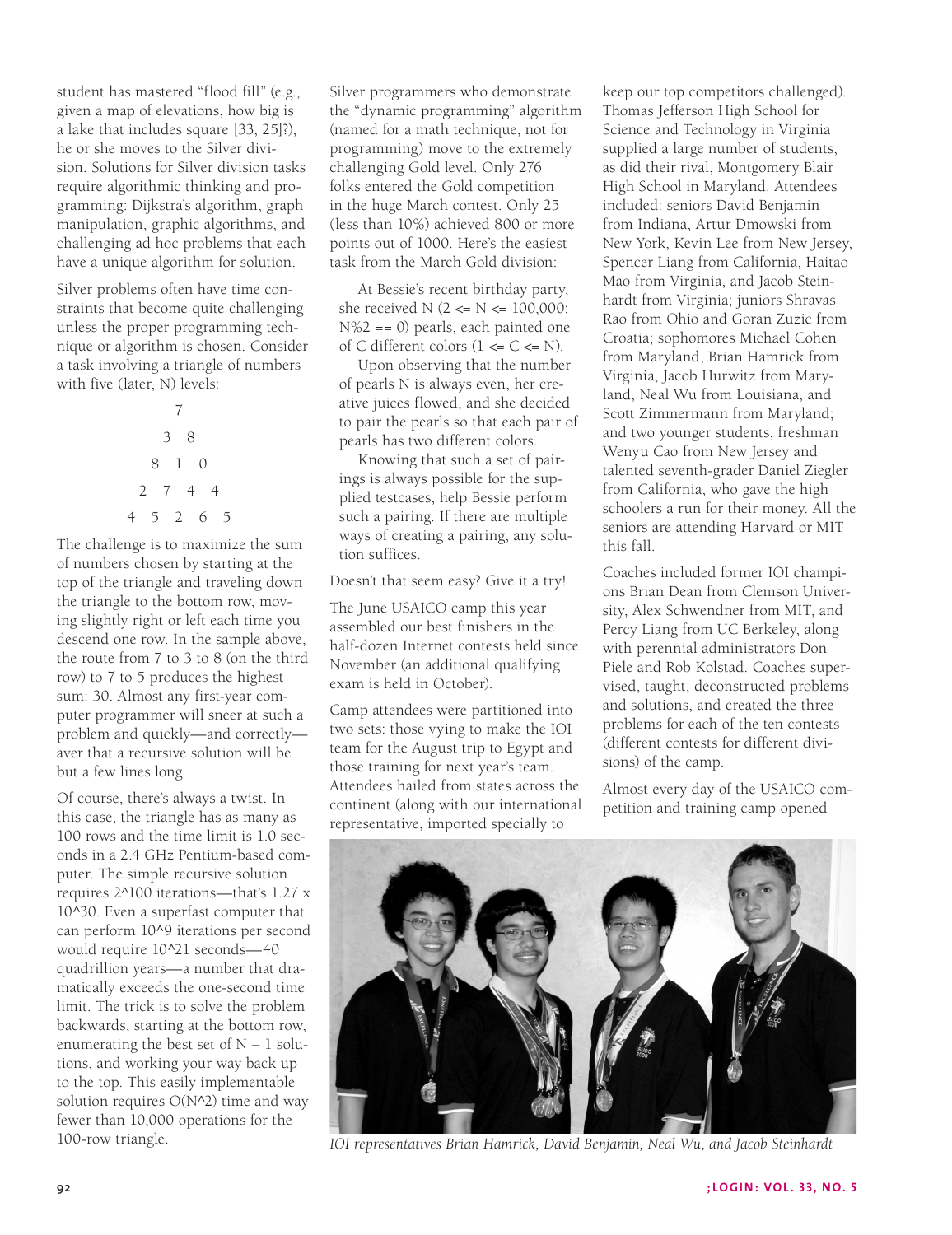student has mastered "flood fill" (e.g., given a map of elevations, how big is a lake that includes square [33, 25]?), he or she moves to the Silver division. Solutions for Silver division tasks require algorithmic thinking and programming: Dijkstra's algorithm, graph manipulation, graphic algorithms, and challenging ad hoc problems that each have a unique algorithm for solution.

Silver problems often have time constraints that become quite challenging unless the proper programming technique or algorithm is chosen. Consider a task involving a triangle of numbers with five (later, N) levels:

```
        7
      3   8
    8   1   0
  2   7   4   4
4   5   2   6   5
```

The challenge is to maximize the sum of numbers chosen by starting at the top of the triangle and traveling down the triangle to the bottom row, moving slightly right or left each time you descend one row. In the sample above, the route from 7 to 3 to 8 (on the third row) to 7 to 5 produces the highest sum: 30. Almost any first-year computer programmer will sneer at such a problem and quickly—and correctly—aver that a recursive solution will be but a few lines long.

Of course, there's always a twist. In this case, the triangle has as many as 100 rows and the time limit is 1.0 seconds in a 2.4 GHz Pentium-based computer. The simple recursive solution requires 2^100 iterations—that's 1.27 x 10^30. Even a superfast computer that can perform 10^9 iterations per second would require 10^21 seconds—40 quadrillion years—a number that dramatically exceeds the one-second time limit. The trick is to solve the problem backwards, starting at the bottom row, enumerating the best set of N – 1 solutions, and working your way back up to the top. This easily implementable solution requires O(N^2) time and way fewer than 10,000 operations for the 100-row triangle.

Silver programmers who demonstrate the "dynamic programming" algorithm (named for a math technique, not for programming) move to the extremely challenging Gold level. Only 276 folks entered the Gold competition in the huge March contest. Only 25 (less than 10%) achieved 800 or more points out of 1000. Here's the easiest task from the March Gold division:

> At Bessie's recent birthday party, she received N (2 <= N <= 100,000; N%2 == 0) pearls, each painted one of C different colors (1 <= C <= N).
>
> Upon observing that the number of pearls N is always even, her creative juices flowed, and she decided to pair the pearls so that each pair of pearls has two different colors.
>
> Knowing that such a set of pairings is always possible for the supplied testcases, help Bessie perform such a pairing. If there are multiple ways of creating a pairing, any solution suffices.

Doesn't that seem easy? Give it a try!

The June USAICO camp this year assembled our best finishers in the half-dozen Internet contests held since November (an additional qualifying exam is held in October).

Camp attendees were partitioned into two sets: those vying to make the IOI team for the August trip to Egypt and those training for next year's team. Attendees hailed from states across the continent (along with our international representative, imported specially to keep our top competitors challenged). Thomas Jefferson High School for Science and Technology in Virginia supplied a large number of students, as did their rival, Montgomery Blair High School in Maryland. Attendees included: seniors David Benjamin from Indiana, Artur Dmowski from New York, Kevin Lee from New Jersey, Spencer Liang from California, Haitao Mao from Virginia, and Jacob Steinhardt from Virginia; juniors Shravas Rao from Ohio and Goran Zuzic from Croatia; sophomores Michael Cohen from Maryland, Brian Hamrick from Virginia, Jacob Hurwitz from Maryland, Neal Wu from Louisiana, and Scott Zimmermann from Maryland; and two younger students, freshman Wenyu Cao from New Jersey and talented seventh-grader Daniel Ziegler from California, who gave the high schoolers a run for their money. All the seniors are attending Harvard or MIT this fall.

Coaches included former IOI champions Brian Dean from Clemson University, Alex Schwendner from MIT, and Percy Liang from UC Berkeley, along with perennial administrators Don Piele and Rob Kolstad. Coaches supervised, taught, deconstructed problems and solutions, and created the three problems for each of the ten contests (different contests for different divisions) of the camp.

Almost every day of the USAICO competition and training camp opened

*IOI representatives Brian Hamrick, David Benjamin, Neal Wu, and Jacob Steinhardt*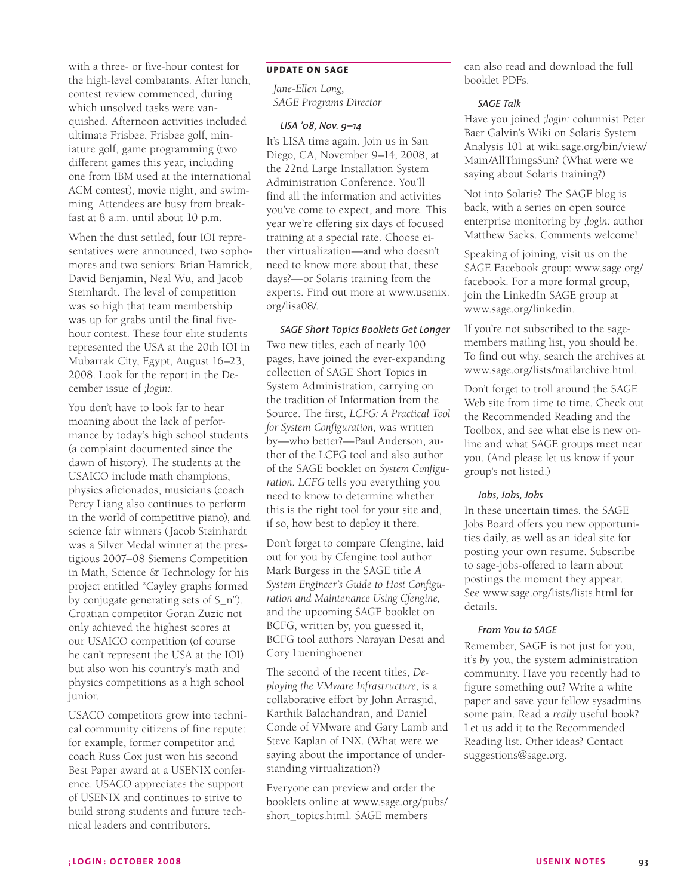with a three- or five-hour contest for the high-level combatants. After lunch, contest review commenced, during which unsolved tasks were vanquished. Afternoon activities included ultimate Frisbee, Frisbee golf, miniature golf, game programming (two different games this year, including one from IBM used at the international ACM contest), movie night, and swimming. Attendees are busy from breakfast at 8 a.m. until about 10 p.m.

When the dust settled, four IOI representatives were announced, two sophomores and two seniors: Brian Hamrick, David Benjamin, Neal Wu, and Jacob Steinhardt. The level of competition was so high that team membership was up for grabs until the final five-hour contest. These four elite students represented the USA at the 20th IOI in Mubarrak City, Egypt, August 16–23, 2008. Look for the report in the December issue of *;login:*.

You don't have to look far to hear moaning about the lack of performance by today's high school students (a complaint documented since the dawn of history). The students at the USAICO include math champions, physics aficionados, musicians (coach Percy Liang also continues to perform in the world of competitive piano), and science fair winners (Jacob Steinhardt was a Silver Medal winner at the prestigious 2007–08 Siemens Competition in Math, Science & Technology for his project entitled "Cayley graphs formed by conjugate generating sets of S_n"). Croatian competitor Goran Zuzic not only achieved the highest scores at our USAICO competition (of course he can't represent the USA at the IOI) but also won his country's math and physics competitions as a high school junior.

USACO competitors grow into technical community citizens of fine repute: for example, former competitor and coach Russ Cox just won his second Best Paper award at a USENIX conference. USACO appreciates the support of USENIX and continues to strive to build strong students and future technical leaders and contributors.

## UPDATE ON SAGE

*Jane-Ellen Long, SAGE Programs Director*

### LISA '08, Nov. 9–14

It's LISA time again. Join us in San Diego, CA, November 9–14, 2008, at the 22nd Large Installation System Administration Conference. You'll find all the information and activities you've come to expect, and more. This year we're offering six days of focused training at a special rate. Choose either virtualization—and who doesn't need to know more about that, these days?—or Solaris training from the experts. Find out more at www.usenix.org/lisa08/.

### SAGE Short Topics Booklets Get Longer

Two new titles, each of nearly 100 pages, have joined the ever-expanding collection of SAGE Short Topics in System Administration, carrying on the tradition of Information from the Source. The first, *LCFG: A Practical Tool for System Configuration,* was written by—who better?—Paul Anderson, author of the LCFG tool and also author of the SAGE booklet on *System Configuration*. *LCFG* tells you everything you need to know to determine whether this is the right tool for your site and, if so, how best to deploy it there.

Don't forget to compare Cfengine, laid out for you by Cfengine tool author Mark Burgess in the SAGE title *A System Engineer's Guide to Host Configuration and Maintenance Using Cfengine,* and the upcoming SAGE booklet on BCFG, written by, you guessed it, BCFG tool authors Narayan Desai and Cory Lueninghoener.

The second of the recent titles, *Deploying the VMware Infrastructure,* is a collaborative effort by John Arrasjid, Karthik Balachandran, and Daniel Conde of VMware and Gary Lamb and Steve Kaplan of INX. (What were we saying about the importance of understanding virtualization?)

Everyone can preview and order the booklets online at www.sage.org/pubs/short_topics.html. SAGE members can also read and download the full booklet PDFs.

### SAGE Talk

Have you joined *;login:* columnist Peter Baer Galvin's Wiki on Solaris System Analysis 101 at wiki.sage.org/bin/view/Main/AllThingsSun? (What were we saying about Solaris training?)

Not into Solaris? The SAGE blog is back, with a series on open source enterprise monitoring by *;login:* author Matthew Sacks. Comments welcome!

Speaking of joining, visit us on the SAGE Facebook group: www.sage.org/facebook. For a more formal group, join the LinkedIn SAGE group at www.sage.org/linkedin.

If you're not subscribed to the sage-members mailing list, you should be. To find out why, search the archives at www.sage.org/lists/mailarchive.html.

Don't forget to troll around the SAGE Web site from time to time. Check out the Recommended Reading and the Toolbox, and see what else is new online and what SAGE groups meet near you. (And please let us know if your group's not listed.)

### Jobs, Jobs, Jobs

In these uncertain times, the SAGE Jobs Board offers you new opportunities daily, as well as an ideal site for posting your own resume. Subscribe to sage-jobs-offered to learn about postings the moment they appear. See www.sage.org/lists/lists.html for details.

### From You to SAGE

Remember, SAGE is not just for you, it's *by* you, the system administration community. Have you recently had to figure something out? Write a white paper and save your fellow sysadmins some pain. Read a *really* useful book? Let us add it to the Recommended Reading list. Other ideas? Contact suggestions@sage.org.